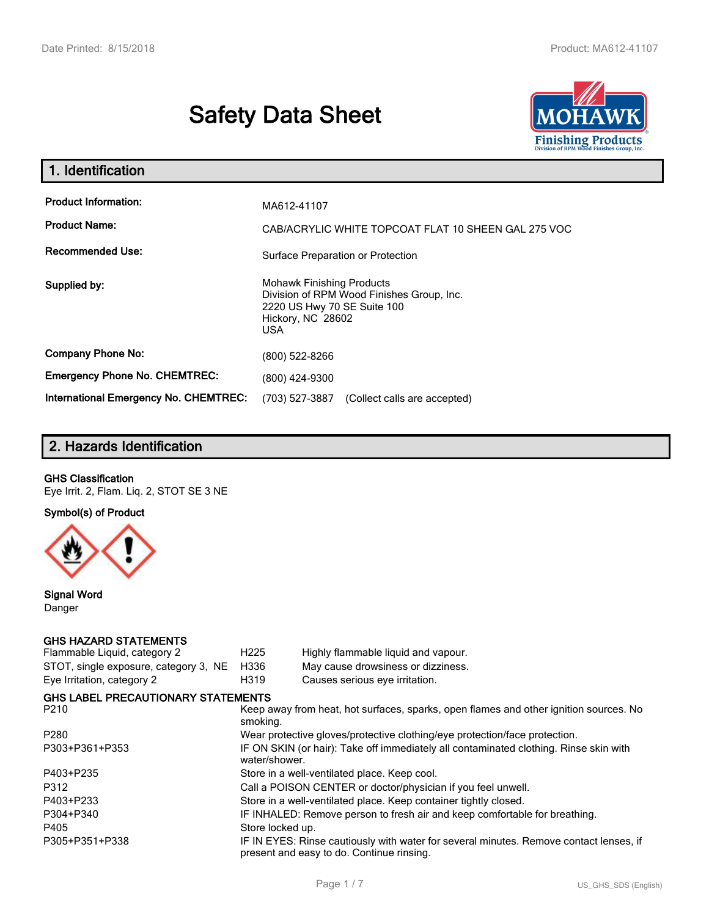# Safety Data Sheet

## 1. Identification

| | |
|---|---|
| **Product Information:** | MA612-41107 |
| **Product Name:** | CAB/ACRYLIC WHITE TOPCOAT FLAT 10 SHEEN GAL 275 VOC |
| **Recommended Use:** | Surface Preparation or Protection |
| **Supplied by:** | Mohawk Finishing Products<br>Division of RPM Wood Finishes Group, Inc.<br>2220 US Hwy 70 SE Suite 100<br>Hickory, NC 28602<br>USA |
| **Company Phone No:** | (800) 522-8266 |
| **Emergency Phone No. CHEMTREC:** | (800) 424-9300 |
| **International Emergency No. CHEMTREC:** | (703) 527-3887 (Collect calls are accepted) |

## 2. Hazards Identification

**GHS Classification**
Eye Irrit. 2, Flam. Liq. 2, STOT SE 3 NE

**Symbol(s) of Product**

**Signal Word**
Danger

### GHS HAZARD STATEMENTS

| | | |
|---|---|---|
| Flammable Liquid, category 2 | H225 | Highly flammable liquid and vapour. |
| STOT, single exposure, category 3, NE | H336 | May cause drowsiness or dizziness. |
| Eye Irritation, category 2 | H319 | Causes serious eye irritation. |

### GHS LABEL PRECAUTIONARY STATEMENTS

| | |
|---|---|
| P210 | Keep away from heat, hot surfaces, sparks, open flames and other ignition sources. No smoking. |
| P280 | Wear protective gloves/protective clothing/eye protection/face protection. |
| P303+P361+P353 | IF ON SKIN (or hair): Take off immediately all contaminated clothing. Rinse skin with water/shower. |
| P403+P235 | Store in a well-ventilated place. Keep cool. |
| P312 | Call a POISON CENTER or doctor/physician if you feel unwell. |
| P403+P233 | Store in a well-ventilated place. Keep container tightly closed. |
| P304+P340 | IF INHALED: Remove person to fresh air and keep comfortable for breathing. |
| P405 | Store locked up. |
| P305+P351+P338 | IF IN EYES: Rinse cautiously with water for several minutes. Remove contact lenses, if present and easy to do. Continue rinsing. |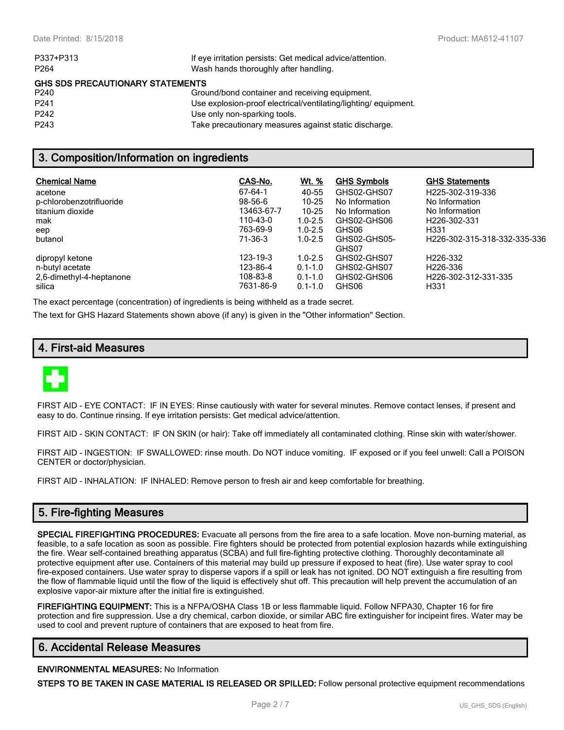| | |
|---|---|
| P337+P313 | If eye irritation persists: Get medical advice/attention. |
| P264 | Wash hands thoroughly after handling. |

**GHS SDS PRECAUTIONARY STATEMENTS**

| | |
|---|---|
| P240 | Ground/bond container and receiving equipment. |
| P241 | Use explosion-proof electrical/ventilating/lighting/ equipment. |
| P242 | Use only non-sparking tools. |
| P243 | Take precautionary measures against static discharge. |

## 3. Composition/Information on ingredients

| Chemical Name | CAS-No. | Wt. % | GHS Symbols | GHS Statements |
|---|---|---|---|---|
| acetone | 67-64-1 | 40-55 | GHS02-GHS07 | H225-302-319-336 |
| p-chlorobenzotrifluoride | 98-56-6 | 10-25 | No Information | No Information |
| titanium dioxide | 13463-67-7 | 10-25 | No Information | No Information |
| mak | 110-43-0 | 1.0-2.5 | GHS02-GHS06 | H226-302-331 |
| eep | 763-69-9 | 1.0-2.5 | GHS06 | H331 |
| butanol | 71-36-3 | 1.0-2.5 | GHS02-GHS05-GHS07 | H226-302-315-318-332-335-336 |
| dipropyl ketone | 123-19-3 | 1.0-2.5 | GHS02-GHS07 | H226-332 |
| n-butyl acetate | 123-86-4 | 0.1-1.0 | GHS02-GHS07 | H226-336 |
| 2,6-dimethyl-4-heptanone | 108-83-8 | 0.1-1.0 | GHS02-GHS06 | H226-302-312-331-335 |
| silica | 7631-86-9 | 0.1-1.0 | GHS06 | H331 |

The exact percentage (concentration) of ingredients is being withheld as a trade secret.

The text for GHS Hazard Statements shown above (if any) is given in the "Other information" Section.

## 4. First-aid Measures

FIRST AID - EYE CONTACT: IF IN EYES: Rinse cautiously with water for several minutes. Remove contact lenses, if present and easy to do. Continue rinsing. If eye irritation persists: Get medical advice/attention.

FIRST AID - SKIN CONTACT: IF ON SKIN (or hair): Take off immediately all contaminated clothing. Rinse skin with water/shower.

FIRST AID - INGESTION: IF SWALLOWED: rinse mouth. Do NOT induce vomiting. IF exposed or if you feel unwell: Call a POISON CENTER or doctor/physician.

FIRST AID - INHALATION: IF INHALED: Remove person to fresh air and keep comfortable for breathing.

## 5. Fire-fighting Measures

**SPECIAL FIREFIGHTING PROCEDURES:** Evacuate all persons from the fire area to a safe location. Move non-burning material, as feasible, to a safe location as soon as possible. Fire fighters should be protected from potential explosion hazards while extinguishing the fire. Wear self-contained breathing apparatus (SCBA) and full fire-fighting protective clothing. Thoroughly decontaminate all protective equipment after use. Containers of this material may build up pressure if exposed to heat (fire). Use water spray to cool fire-exposed containers. Use water spray to disperse vapors if a spill or leak has not ignited. DO NOT extinguish a fire resulting from the flow of flammable liquid until the flow of the liquid is effectively shut off. This precaution will help prevent the accumulation of an explosive vapor-air mixture after the initial fire is extinguished.

**FIREFIGHTING EQUIPMENT:** This is a NFPA/OSHA Class 1B or less flammable liquid. Follow NFPA30, Chapter 16 for fire protection and fire suppression. Use a dry chemical, carbon dioxide, or similar ABC fire extinguisher for incipeint fires. Water may be used to cool and prevent rupture of containers that are exposed to heat from fire.

## 6. Accidental Release Measures

**ENVIRONMENTAL MEASURES:** No Information

**STEPS TO BE TAKEN IN CASE MATERIAL IS RELEASED OR SPILLED:** Follow personal protective equipment recommendations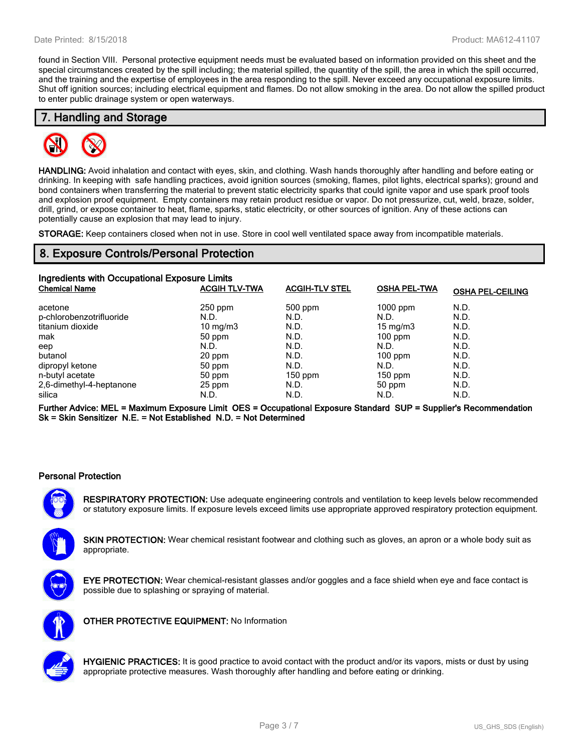found in Section VIII. Personal protective equipment needs must be evaluated based on information provided on this sheet and the special circumstances created by the spill including; the material spilled, the quantity of the spill, the area in which the spill occurred, and the training and the expertise of employees in the area responding to the spill. Never exceed any occupational exposure limits. Shut off ignition sources; including electrical equipment and flames. Do not allow smoking in the area. Do not allow the spilled product to enter public drainage system or open waterways.

## 7. Handling and Storage

**HANDLING:** Avoid inhalation and contact with eyes, skin, and clothing. Wash hands thoroughly after handling and before eating or drinking. In keeping with safe handling practices, avoid ignition sources (smoking, flames, pilot lights, electrical sparks); ground and bond containers when transferring the material to prevent static electricity sparks that could ignite vapor and use spark proof tools and explosion proof equipment. Empty containers may retain product residue or vapor. Do not pressurize, cut, weld, braze, solder, drill, grind, or expose container to heat, flame, sparks, static electricity, or other sources of ignition. Any of these actions can potentially cause an explosion that may lead to injury.

**STORAGE:** Keep containers closed when not in use. Store in cool well ventilated space away from incompatible materials.

## 8. Exposure Controls/Personal Protection

**Ingredients with Occupational Exposure Limits**

| Chemical Name | ACGIH TLV-TWA | ACGIH-TLV STEL | OSHA PEL-TWA | OSHA PEL-CEILING |
|---|---|---|---|---|
| acetone | 250 ppm | 500 ppm | 1000 ppm | N.D. |
| p-chlorobenzotrifluoride | N.D. | N.D. | N.D. | N.D. |
| titanium dioxide | 10 mg/m3 | N.D. | 15 mg/m3 | N.D. |
| mak | 50 ppm | N.D. | 100 ppm | N.D. |
| eep | N.D. | N.D. | N.D. | N.D. |
| butanol | 20 ppm | N.D. | 100 ppm | N.D. |
| dipropyl ketone | 50 ppm | N.D. | N.D. | N.D. |
| n-butyl acetate | 50 ppm | 150 ppm | 150 ppm | N.D. |
| 2,6-dimethyl-4-heptanone | 25 ppm | N.D. | 50 ppm | N.D. |
| silica | N.D. | N.D. | N.D. | N.D. |

**Further Advice: MEL = Maximum Exposure Limit OES = Occupational Exposure Standard SUP = Supplier's Recommendation Sk = Skin Sensitizer N.E. = Not Established N.D. = Not Determined**

### Personal Protection

**RESPIRATORY PROTECTION:** Use adequate engineering controls and ventilation to keep levels below recommended or statutory exposure limits. If exposure levels exceed limits use appropriate approved respiratory protection equipment.

**SKIN PROTECTION:** Wear chemical resistant footwear and clothing such as gloves, an apron or a whole body suit as appropriate.

**EYE PROTECTION:** Wear chemical-resistant glasses and/or goggles and a face shield when eye and face contact is possible due to splashing or spraying of material.

**OTHER PROTECTIVE EQUIPMENT:** No Information

**HYGIENIC PRACTICES:** It is good practice to avoid contact with the product and/or its vapors, mists or dust by using appropriate protective measures. Wash thoroughly after handling and before eating or drinking.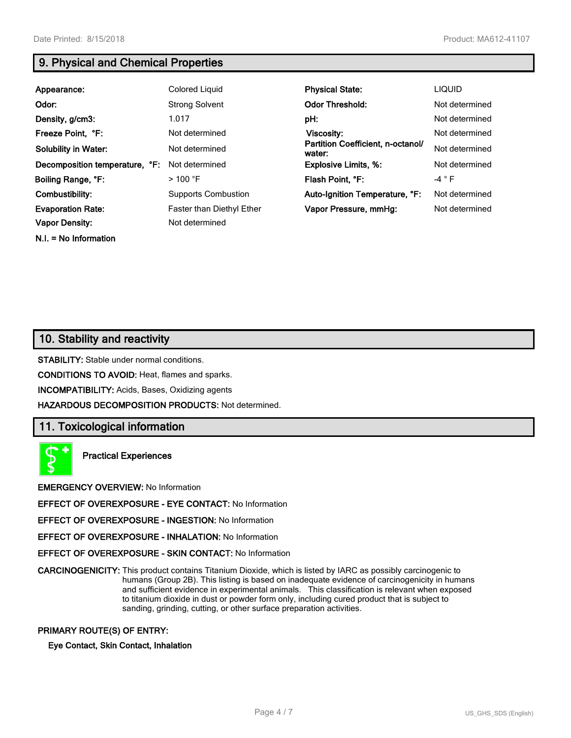## 9. Physical and Chemical Properties

| | | | |
|---|---|---|---|
| **Appearance:** | Colored Liquid | **Physical State:** | LIQUID |
| **Odor:** | Strong Solvent | **Odor Threshold:** | Not determined |
| **Density, g/cm3:** | 1.017 | **pH:** | Not determined |
| **Freeze Point, °F:** | Not determined | **Viscosity:** | Not determined |
| **Solubility in Water:** | Not determined | **Partition Coefficient, n-octanol/ water:** | Not determined |
| **Decomposition temperature, °F:** | Not determined | **Explosive Limits, %:** | Not determined |
| **Boiling Range, °F:** | > 100 °F | **Flash Point, °F:** | -4 ° F |
| **Combustibility:** | Supports Combustion | **Auto-Ignition Temperature, °F:** | Not determined |
| **Evaporation Rate:** | Faster than Diethyl Ether | **Vapor Pressure, mmHg:** | Not determined |
| **Vapor Density:** | Not determined | | |

**N.I. = No Information**

## 10. Stability and reactivity

**STABILITY:** Stable under normal conditions.

**CONDITIONS TO AVOID:** Heat, flames and sparks.

**INCOMPATIBILITY:** Acids, Bases, Oxidizing agents

**HAZARDOUS DECOMPOSITION PRODUCTS:** Not determined.

## 11. Toxicological information

**Practical Experiences**

**EMERGENCY OVERVIEW:** No Information

**EFFECT OF OVEREXPOSURE - EYE CONTACT:** No Information

**EFFECT OF OVEREXPOSURE - INGESTION:** No Information

**EFFECT OF OVEREXPOSURE - INHALATION:** No Information

**EFFECT OF OVEREXPOSURE - SKIN CONTACT:** No Information

**CARCINOGENICITY:** This product contains Titanium Dioxide, which is listed by IARC as possibly carcinogenic to humans (Group 2B). This listing is based on inadequate evidence of carcinogenicity in humans and sufficient evidence in experimental animals. This classification is relevant when exposed to titanium dioxide in dust or powder form only, including cured product that is subject to sanding, grinding, cutting, or other surface preparation activities.

**PRIMARY ROUTE(S) OF ENTRY:**

**Eye Contact, Skin Contact, Inhalation**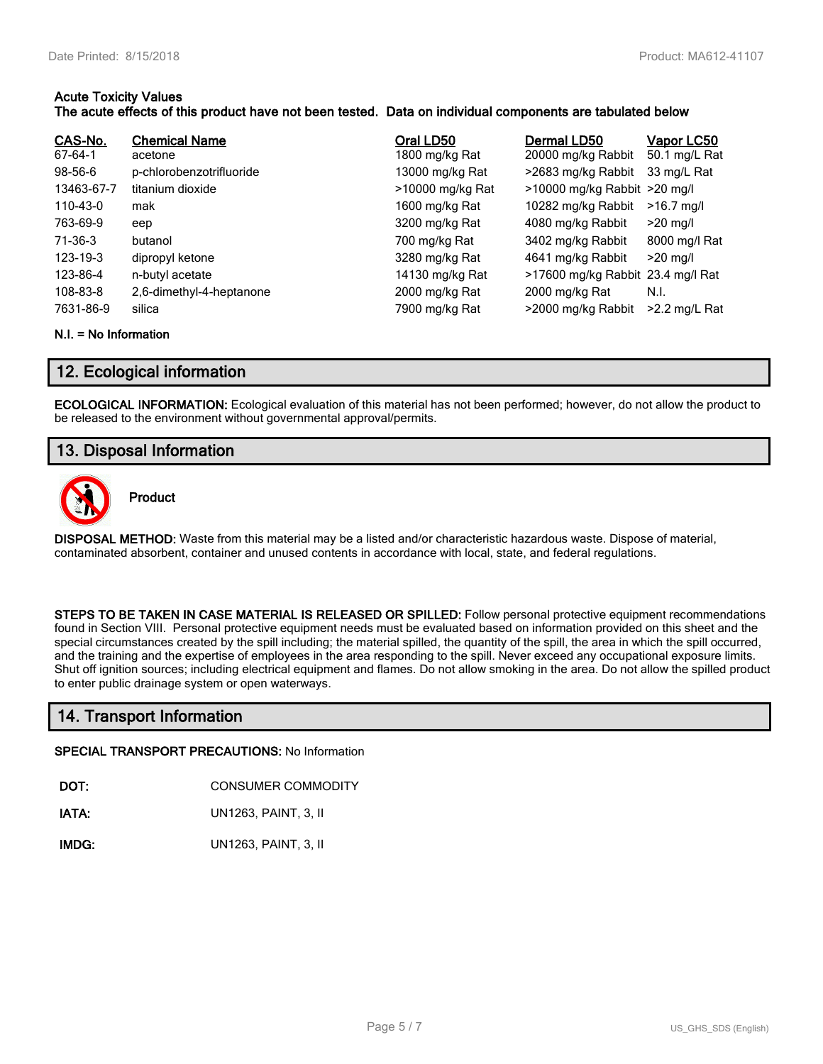**Acute Toxicity Values**
**The acute effects of this product have not been tested. Data on individual components are tabulated below**

| CAS-No. | Chemical Name | Oral LD50 | Dermal LD50 | Vapor LC50 |
|---|---|---|---|---|
| 67-64-1 | acetone | 1800 mg/kg Rat | 20000 mg/kg Rabbit | 50.1 mg/L Rat |
| 98-56-6 | p-chlorobenzotrifluoride | 13000 mg/kg Rat | >2683 mg/kg Rabbit | 33 mg/L Rat |
| 13463-67-7 | titanium dioxide | >10000 mg/kg Rat | >10000 mg/kg Rabbit | >20 mg/l |
| 110-43-0 | mak | 1600 mg/kg Rat | 10282 mg/kg Rabbit | >16.7 mg/l |
| 763-69-9 | eep | 3200 mg/kg Rat | 4080 mg/kg Rabbit | >20 mg/l |
| 71-36-3 | butanol | 700 mg/kg Rat | 3402 mg/kg Rabbit | 8000 mg/l Rat |
| 123-19-3 | dipropyl ketone | 3280 mg/kg Rat | 4641 mg/kg Rabbit | >20 mg/l |
| 123-86-4 | n-butyl acetate | 14130 mg/kg Rat | >17600 mg/kg Rabbit | 23.4 mg/l Rat |
| 108-83-8 | 2,6-dimethyl-4-heptanone | 2000 mg/kg Rat | 2000 mg/kg Rat | N.I. |
| 7631-86-9 | silica | 7900 mg/kg Rat | >2000 mg/kg Rabbit | >2.2 mg/L Rat |

**N.I. = No Information**

## 12. Ecological information

**ECOLOGICAL INFORMATION:** Ecological evaluation of this material has not been performed; however, do not allow the product to be released to the environment without governmental approval/permits.

## 13. Disposal Information

**Product**

**DISPOSAL METHOD:** Waste from this material may be a listed and/or characteristic hazardous waste. Dispose of material, contaminated absorbent, container and unused contents in accordance with local, state, and federal regulations.

**STEPS TO BE TAKEN IN CASE MATERIAL IS RELEASED OR SPILLED:** Follow personal protective equipment recommendations found in Section VIII. Personal protective equipment needs must be evaluated based on information provided on this sheet and the special circumstances created by the spill including; the material spilled, the quantity of the spill, the area in which the spill occurred, and the training and the expertise of employees in the area responding to the spill. Never exceed any occupational exposure limits. Shut off ignition sources; including electrical equipment and flames. Do not allow smoking in the area. Do not allow the spilled product to enter public drainage system or open waterways.

## 14. Transport Information

**SPECIAL TRANSPORT PRECAUTIONS:** No Information

**DOT:** CONSUMER COMMODITY

**IATA:** UN1263, PAINT, 3, II

**IMDG:** UN1263, PAINT, 3, II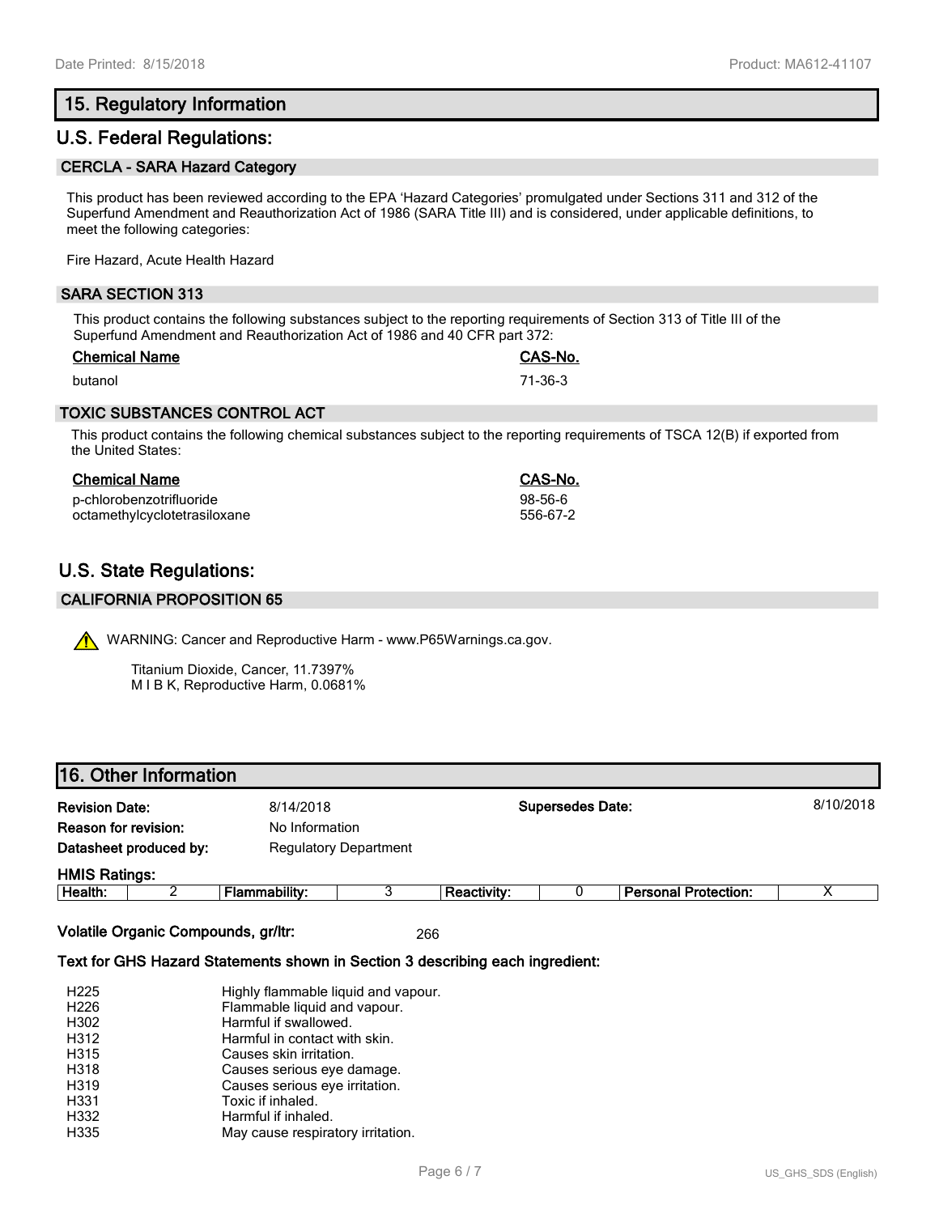## 15. Regulatory Information

## U.S. Federal Regulations:

### CERCLA - SARA Hazard Category

This product has been reviewed according to the EPA 'Hazard Categories' promulgated under Sections 311 and 312 of the Superfund Amendment and Reauthorization Act of 1986 (SARA Title III) and is considered, under applicable definitions, to meet the following categories:

Fire Hazard, Acute Health Hazard

### SARA SECTION 313

This product contains the following substances subject to the reporting requirements of Section 313 of Title III of the Superfund Amendment and Reauthorization Act of 1986 and 40 CFR part 372:

| Chemical Name | CAS-No. |
| --- | --- |
| butanol | 71-36-3 |

### TOXIC SUBSTANCES CONTROL ACT

This product contains the following chemical substances subject to the reporting requirements of TSCA 12(B) if exported from the United States:

| Chemical Name | CAS-No. |
| --- | --- |
| p-chlorobenzotrifluoride | 98-56-6 |
| octamethylcyclotetrasiloxane | 556-67-2 |

## U.S. State Regulations:

### CALIFORNIA PROPOSITION 65

⚠ WARNING: Cancer and Reproductive Harm - www.P65Warnings.ca.gov.

Titanium Dioxide, Cancer, 11.7397%
M I B K, Reproductive Harm, 0.0681%

## 16. Other Information

**Revision Date:** 8/14/2018 **Supersedes Date:** 8/10/2018

**Reason for revision:** No Information

**Datasheet produced by:** Regulatory Department

**HMIS Ratings:**

| Health: | 2 | Flammability: | 3 | Reactivity: | 0 | Personal Protection: | X |
| --- | --- | --- | --- | --- | --- | --- | --- |

**Volatile Organic Compounds, gr/ltr:** 266

**Text for GHS Hazard Statements shown in Section 3 describing each ingredient:**

| | |
| --- | --- |
| H225 | Highly flammable liquid and vapour. |
| H226 | Flammable liquid and vapour. |
| H302 | Harmful if swallowed. |
| H312 | Harmful in contact with skin. |
| H315 | Causes skin irritation. |
| H318 | Causes serious eye damage. |
| H319 | Causes serious eye irritation. |
| H331 | Toxic if inhaled. |
| H332 | Harmful if inhaled. |
| H335 | May cause respiratory irritation. |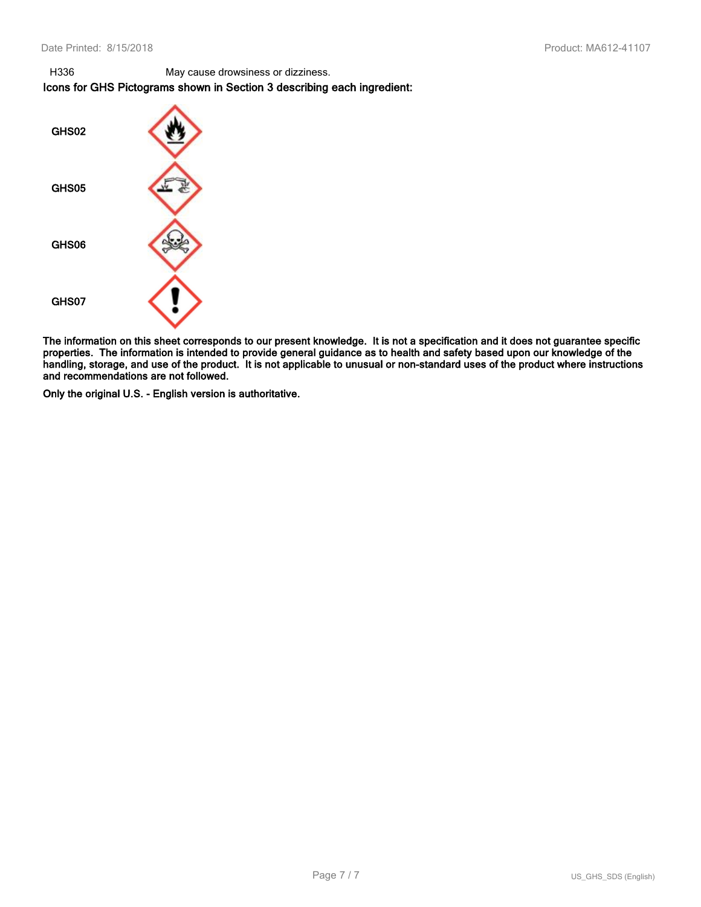| | |
|---|---|
| H336 | May cause drowsiness or dizziness. |

**Icons for GHS Pictograms shown in Section 3 describing each ingredient:**

GHS02

GHS05

GHS06

GHS07

**The information on this sheet corresponds to our present knowledge. It is not a specification and it does not guarantee specific properties. The information is intended to provide general guidance as to health and safety based upon our knowledge of the handling, storage, and use of the product. It is not applicable to unusual or non-standard uses of the product where instructions and recommendations are not followed.**

**Only the original U.S. - English version is authoritative.**